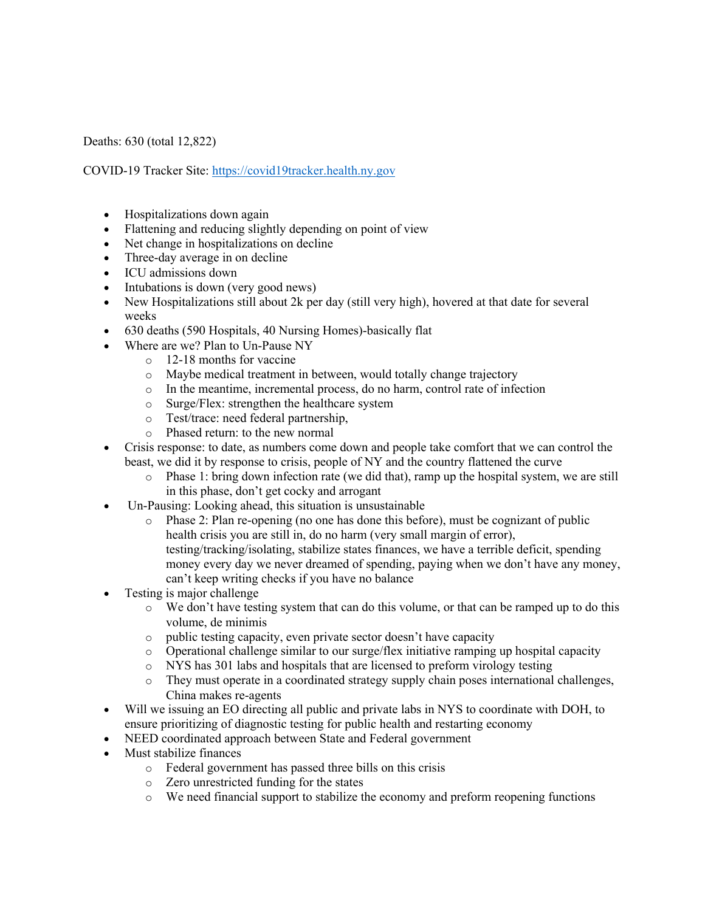Deaths: 630 (total 12,822)

COVID-19 Tracker Site: https://covid19tracker.health.ny.gov

- Hospitalizations down again
- Flattening and reducing slightly depending on point of view
- Net change in hospitalizations on decline
- Three-day average in on decline
- ICU admissions down
- Intubations is down (very good news)
- New Hospitalizations still about 2k per day (still very high), hovered at that date for several weeks
- 630 deaths (590 Hospitals, 40 Nursing Homes)-basically flat
- Where are we? Plan to Un-Pause NY
  - 12-18 months for vaccine
  - Maybe medical treatment in between, would totally change trajectory
  - In the meantime, incremental process, do no harm, control rate of infection
  - Surge/Flex: strengthen the healthcare system
  - Test/trace: need federal partnership,
  - Phased return: to the new normal
- Crisis response: to date, as numbers come down and people take comfort that we can control the beast, we did it by response to crisis, people of NY and the country flattened the curve
  - Phase 1: bring down infection rate (we did that), ramp up the hospital system, we are still in this phase, don't get cocky and arrogant
- Un-Pausing: Looking ahead, this situation is unsustainable
  - Phase 2: Plan re-opening (no one has done this before), must be cognizant of public health crisis you are still in, do no harm (very small margin of error), testing/tracking/isolating, stabilize states finances, we have a terrible deficit, spending money every day we never dreamed of spending, paying when we don't have any money, can't keep writing checks if you have no balance
- Testing is major challenge
  - We don't have testing system that can do this volume, or that can be ramped up to do this volume, de minimis
  - public testing capacity, even private sector doesn't have capacity
  - Operational challenge similar to our surge/flex initiative ramping up hospital capacity
  - NYS has 301 labs and hospitals that are licensed to preform virology testing
  - They must operate in a coordinated strategy supply chain poses international challenges, China makes re-agents
- Will we issuing an EO directing all public and private labs in NYS to coordinate with DOH, to ensure prioritizing of diagnostic testing for public health and restarting economy
- NEED coordinated approach between State and Federal government
- Must stabilize finances
  - Federal government has passed three bills on this crisis
  - Zero unrestricted funding for the states
  - We need financial support to stabilize the economy and preform reopening functions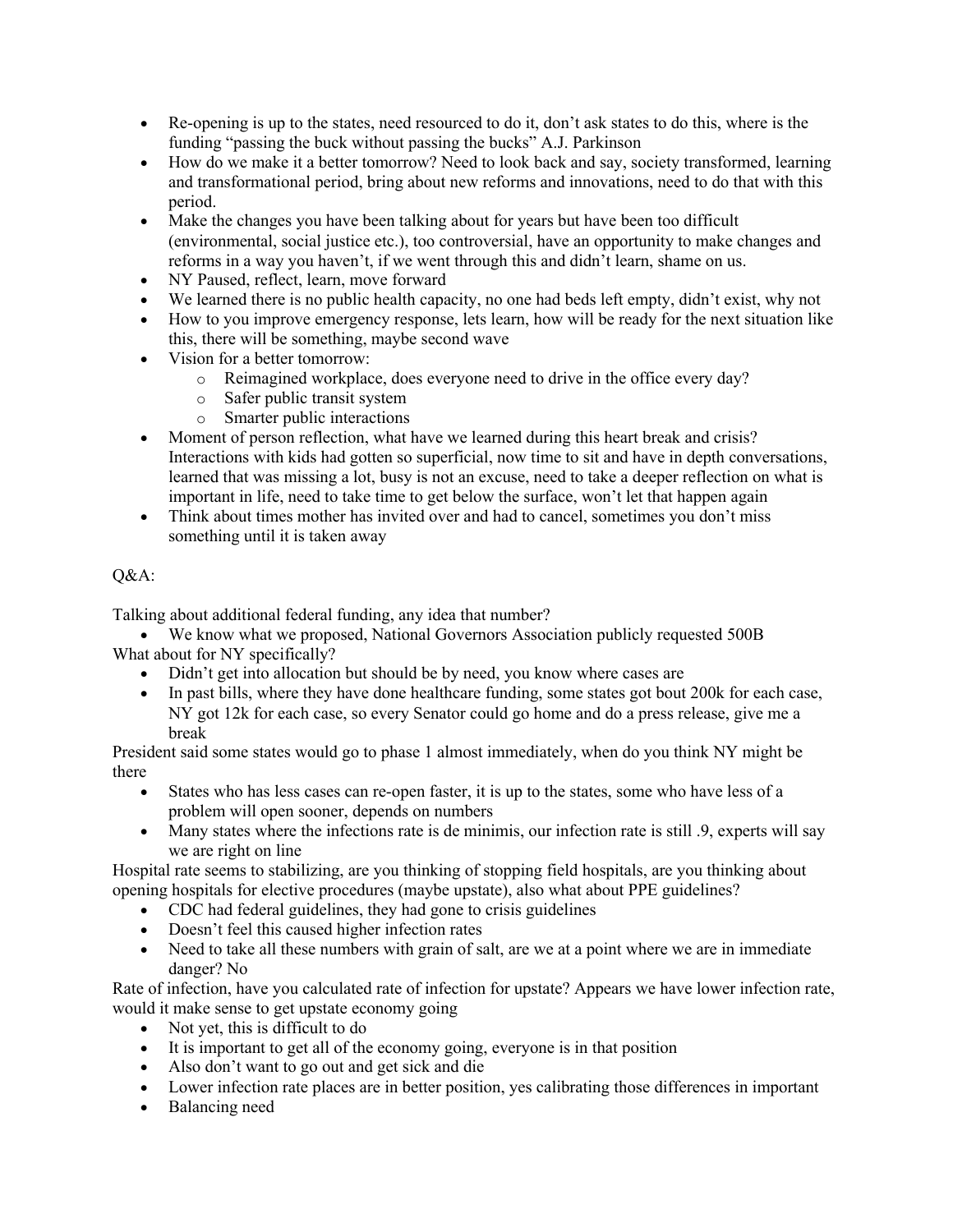- Re-opening is up to the states, need resourced to do it, don't ask states to do this, where is the funding "passing the buck without passing the bucks" A.J. Parkinson
- How do we make it a better tomorrow? Need to look back and say, society transformed, learning and transformational period, bring about new reforms and innovations, need to do that with this period.
- Make the changes you have been talking about for years but have been too difficult (environmental, social justice etc.), too controversial, have an opportunity to make changes and reforms in a way you haven't, if we went through this and didn't learn, shame on us.
- NY Paused, reflect, learn, move forward
- We learned there is no public health capacity, no one had beds left empty, didn't exist, why not
- How to you improve emergency response, lets learn, how will be ready for the next situation like this, there will be something, maybe second wave
- Vision for a better tomorrow:
  - Reimagined workplace, does everyone need to drive in the office every day?
  - Safer public transit system
  - Smarter public interactions
- Moment of person reflection, what have we learned during this heart break and crisis? Interactions with kids had gotten so superficial, now time to sit and have in depth conversations, learned that was missing a lot, busy is not an excuse, need to take a deeper reflection on what is important in life, need to take time to get below the surface, won't let that happen again
- Think about times mother has invited over and had to cancel, sometimes you don't miss something until it is taken away

Q&A:

Talking about additional federal funding, any idea that number?

- We know what we proposed, National Governors Association publicly requested 500B

What about for NY specifically?

- Didn't get into allocation but should be by need, you know where cases are
- In past bills, where they have done healthcare funding, some states got bout 200k for each case, NY got 12k for each case, so every Senator could go home and do a press release, give me a break

President said some states would go to phase 1 almost immediately, when do you think NY might be there

- States who has less cases can re-open faster, it is up to the states, some who have less of a problem will open sooner, depends on numbers
- Many states where the infections rate is de minimis, our infection rate is still .9, experts will say we are right on line

Hospital rate seems to stabilizing, are you thinking of stopping field hospitals, are you thinking about opening hospitals for elective procedures (maybe upstate), also what about PPE guidelines?

- CDC had federal guidelines, they had gone to crisis guidelines
- Doesn't feel this caused higher infection rates
- Need to take all these numbers with grain of salt, are we at a point where we are in immediate danger? No

Rate of infection, have you calculated rate of infection for upstate? Appears we have lower infection rate, would it make sense to get upstate economy going

- Not yet, this is difficult to do
- It is important to get all of the economy going, everyone is in that position
- Also don't want to go out and get sick and die
- Lower infection rate places are in better position, yes calibrating those differences in important
- Balancing need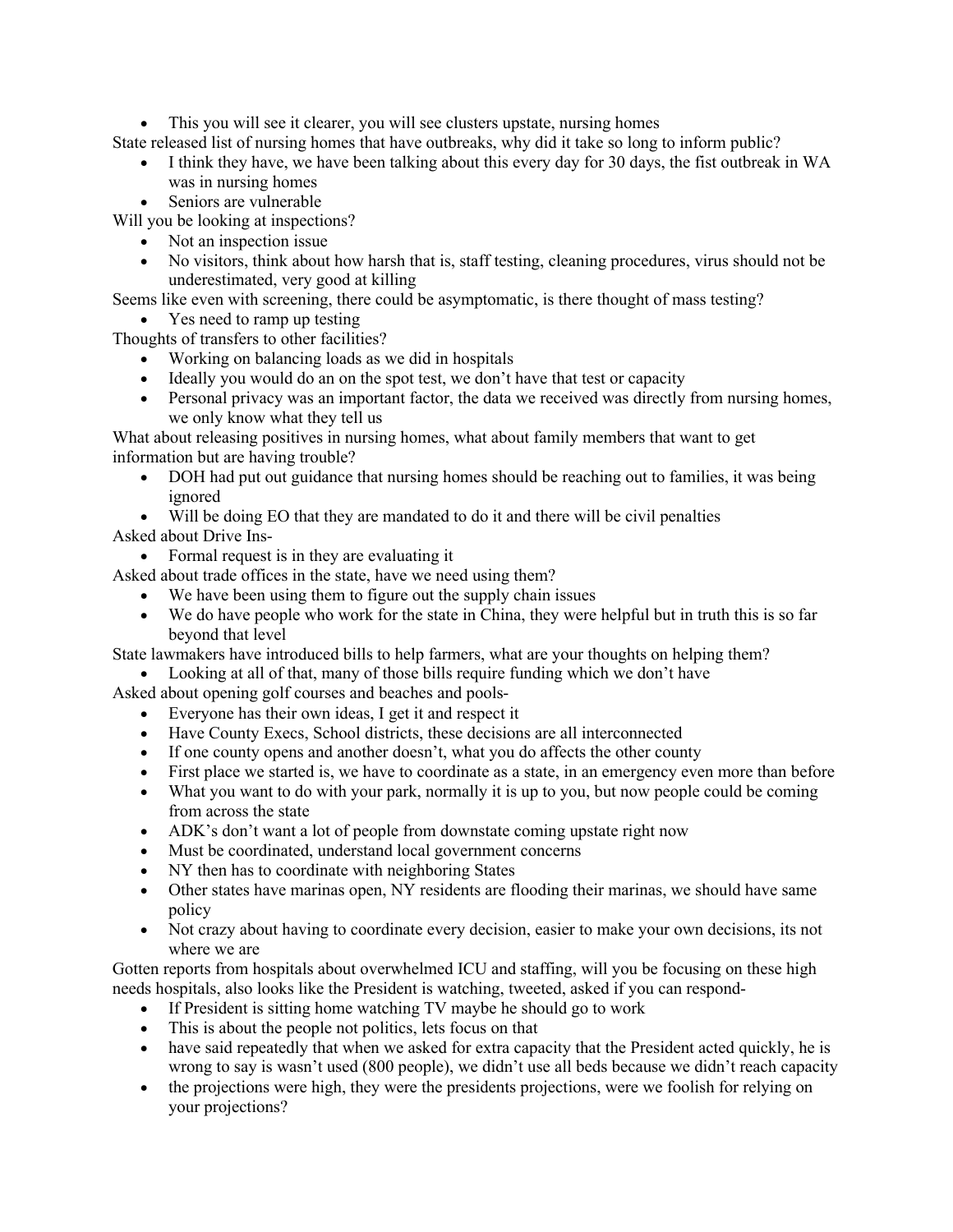- This you will see it clearer, you will see clusters upstate, nursing homes

State released list of nursing homes that have outbreaks, why did it take so long to inform public?

- I think they have, we have been talking about this every day for 30 days, the fist outbreak in WA was in nursing homes
- Seniors are vulnerable

Will you be looking at inspections?

- Not an inspection issue
- No visitors, think about how harsh that is, staff testing, cleaning procedures, virus should not be underestimated, very good at killing

Seems like even with screening, there could be asymptomatic, is there thought of mass testing?

- Yes need to ramp up testing

Thoughts of transfers to other facilities?

- Working on balancing loads as we did in hospitals
- Ideally you would do an on the spot test, we don't have that test or capacity
- Personal privacy was an important factor, the data we received was directly from nursing homes, we only know what they tell us

What about releasing positives in nursing homes, what about family members that want to get information but are having trouble?

- DOH had put out guidance that nursing homes should be reaching out to families, it was being ignored
- Will be doing EO that they are mandated to do it and there will be civil penalties

Asked about Drive Ins-

- Formal request is in they are evaluating it

Asked about trade offices in the state, have we need using them?

- We have been using them to figure out the supply chain issues
- We do have people who work for the state in China, they were helpful but in truth this is so far beyond that level

State lawmakers have introduced bills to help farmers, what are your thoughts on helping them?

- Looking at all of that, many of those bills require funding which we don't have

Asked about opening golf courses and beaches and pools-

- Everyone has their own ideas, I get it and respect it
- Have County Execs, School districts, these decisions are all interconnected
- If one county opens and another doesn't, what you do affects the other county
- First place we started is, we have to coordinate as a state, in an emergency even more than before
- What you want to do with your park, normally it is up to you, but now people could be coming from across the state
- ADK's don't want a lot of people from downstate coming upstate right now
- Must be coordinated, understand local government concerns
- NY then has to coordinate with neighboring States
- Other states have marinas open, NY residents are flooding their marinas, we should have same policy
- Not crazy about having to coordinate every decision, easier to make your own decisions, its not where we are

Gotten reports from hospitals about overwhelmed ICU and staffing, will you be focusing on these high needs hospitals, also looks like the President is watching, tweeted, asked if you can respond-

- If President is sitting home watching TV maybe he should go to work
- This is about the people not politics, lets focus on that
- have said repeatedly that when we asked for extra capacity that the President acted quickly, he is wrong to say is wasn't used (800 people), we didn't use all beds because we didn't reach capacity
- the projections were high, they were the presidents projections, were we foolish for relying on your projections?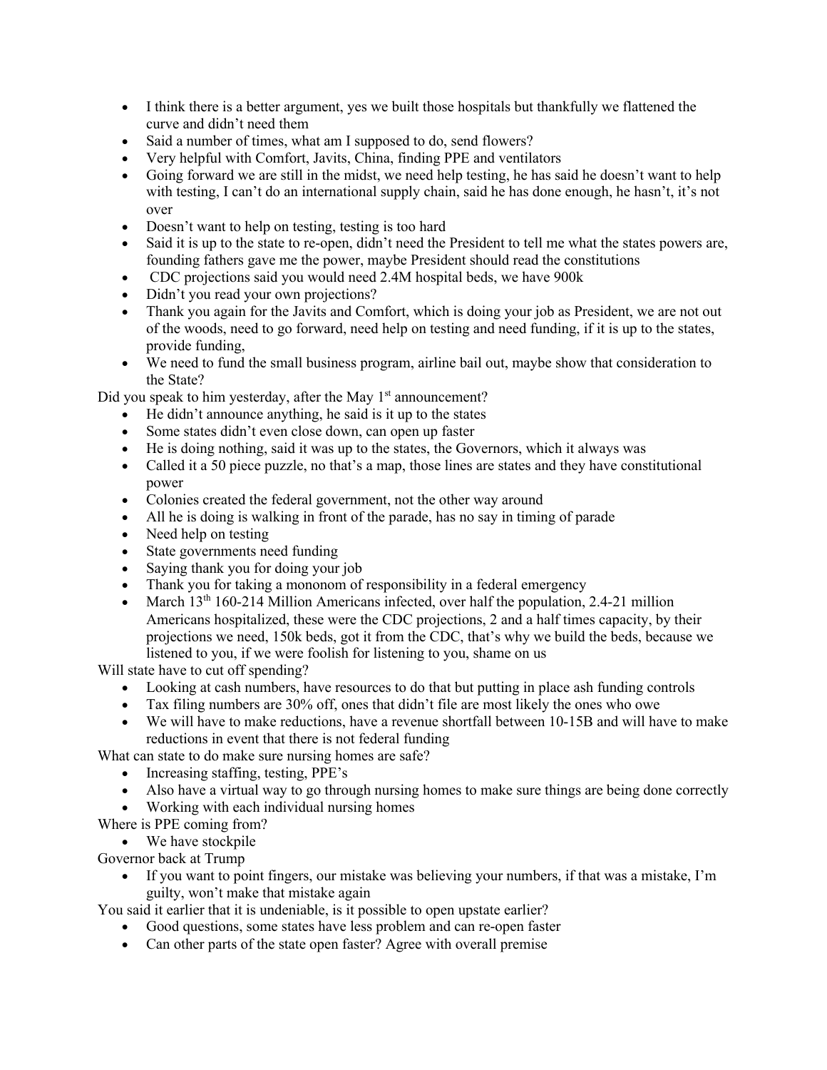- I think there is a better argument, yes we built those hospitals but thankfully we flattened the curve and didn't need them
- Said a number of times, what am I supposed to do, send flowers?
- Very helpful with Comfort, Javits, China, finding PPE and ventilators
- Going forward we are still in the midst, we need help testing, he has said he doesn't want to help with testing, I can't do an international supply chain, said he has done enough, he hasn't, it's not over
- Doesn't want to help on testing, testing is too hard
- Said it is up to the state to re-open, didn't need the President to tell me what the states powers are, founding fathers gave me the power, maybe President should read the constitutions
- CDC projections said you would need 2.4M hospital beds, we have 900k
- Didn't you read your own projections?
- Thank you again for the Javits and Comfort, which is doing your job as President, we are not out of the woods, need to go forward, need help on testing and need funding, if it is up to the states, provide funding,
- We need to fund the small business program, airline bail out, maybe show that consideration to the State?

Did you speak to him yesterday, after the May 1st announcement?

- He didn't announce anything, he said is it up to the states
- Some states didn't even close down, can open up faster
- He is doing nothing, said it was up to the states, the Governors, which it always was
- Called it a 50 piece puzzle, no that's a map, those lines are states and they have constitutional power
- Colonies created the federal government, not the other way around
- All he is doing is walking in front of the parade, has no say in timing of parade
- Need help on testing
- State governments need funding
- Saying thank you for doing your job
- Thank you for taking a mononom of responsibility in a federal emergency
- March 13th 160-214 Million Americans infected, over half the population, 2.4-21 million Americans hospitalized, these were the CDC projections, 2 and a half times capacity, by their projections we need, 150k beds, got it from the CDC, that's why we build the beds, because we listened to you, if we were foolish for listening to you, shame on us

Will state have to cut off spending?

- Looking at cash numbers, have resources to do that but putting in place ash funding controls
- Tax filing numbers are 30% off, ones that didn't file are most likely the ones who owe
- We will have to make reductions, have a revenue shortfall between 10-15B and will have to make reductions in event that there is not federal funding

What can state to do make sure nursing homes are safe?

- Increasing staffing, testing, PPE's
- Also have a virtual way to go through nursing homes to make sure things are being done correctly
- Working with each individual nursing homes

Where is PPE coming from?

- We have stockpile

Governor back at Trump

- If you want to point fingers, our mistake was believing your numbers, if that was a mistake, I'm guilty, won't make that mistake again

You said it earlier that it is undeniable, is it possible to open upstate earlier?

- Good questions, some states have less problem and can re-open faster
- Can other parts of the state open faster? Agree with overall premise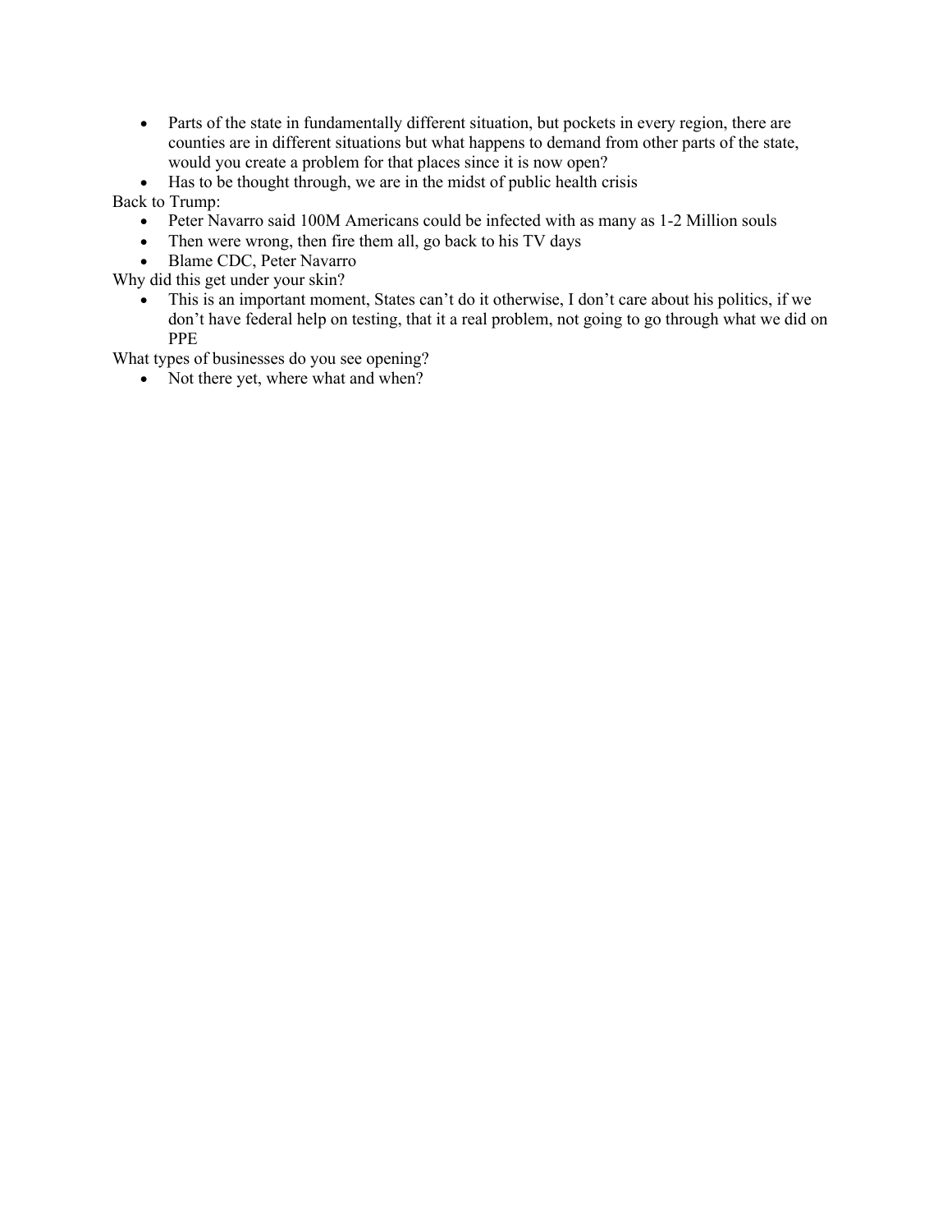- Parts of the state in fundamentally different situation, but pockets in every region, there are counties are in different situations but what happens to demand from other parts of the state, would you create a problem for that places since it is now open?
- Has to be thought through, we are in the midst of public health crisis

Back to Trump:

- Peter Navarro said 100M Americans could be infected with as many as 1-2 Million souls
- Then were wrong, then fire them all, go back to his TV days
- Blame CDC, Peter Navarro

Why did this get under your skin?

- This is an important moment, States can't do it otherwise, I don't care about his politics, if we don't have federal help on testing, that it a real problem, not going to go through what we did on PPE

What types of businesses do you see opening?

- Not there yet, where what and when?